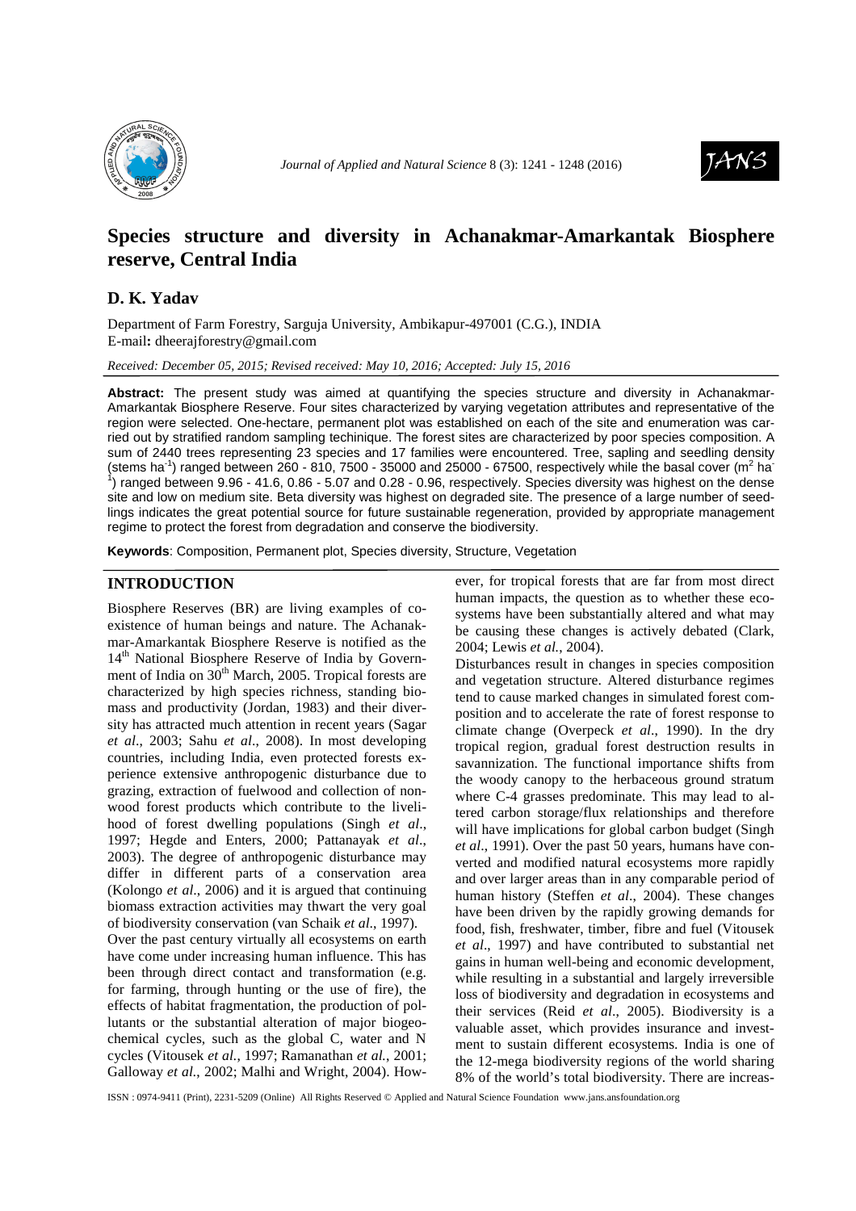# Species structure and diversity in Achanakmar-Amarkantak Biosphere reserve, Central India

## D. K. Yadav

Department of Farm Forestry, Sarguja University, Ambikapur-497001 (C.G.), INDIA
E-mail**:** dheerajforestry@gmail.com

*Received: December 05, 2015; Revised received: May 10, 2016; Accepted: July 15, 2016*

**Abstract:** The present study was aimed at quantifying the species structure and diversity in Achanakmar-Amarkantak Biosphere Reserve. Four sites characterized by varying vegetation attributes and representative of the region were selected. One-hectare, permanent plot was established on each of the site and enumeration was carried out by stratified random sampling techinique. The forest sites are characterized by poor species composition. A sum of 2440 trees representing 23 species and 17 families were encountered. Tree, sapling and seedling density (stems $ha^{-1}$) ranged between 260 - 810, 7500 - 35000 and 25000 - 67500, respectively while the basal cover ($m^2$ $ha^{-1}$) ranged between 9.96 - 41.6, 0.86 - 5.07 and 0.28 - 0.96, respectively. Species diversity was highest on the dense site and low on medium site. Beta diversity was highest on degraded site. The presence of a large number of seedlings indicates the great potential source for future sustainable regeneration, provided by appropriate management regime to protect the forest from degradation and conserve the biodiversity.

**Keywords**: Composition, Permanent plot, Species diversity, Structure, Vegetation

## INTRODUCTION

Biosphere Reserves (BR) are living examples of co-existence of human beings and nature. The Achanakmar-Amarkantak Biosphere Reserve is notified as the 14th National Biosphere Reserve of India by Government of India on 30th March, 2005. Tropical forests are characterized by high species richness, standing biomass and productivity (Jordan, 1983) and their diversity has attracted much attention in recent years (Sagar *et al*., 2003; Sahu *et al*., 2008). In most developing countries, including India, even protected forests experience extensive anthropogenic disturbance due to grazing, extraction of fuelwood and collection of non-wood forest products which contribute to the livelihood of forest dwelling populations (Singh *et al*., 1997; Hegde and Enters, 2000; Pattanayak *et al*., 2003). The degree of anthropogenic disturbance may differ in different parts of a conservation area (Kolongo *et al*., 2006) and it is argued that continuing biomass extraction activities may thwart the very goal of biodiversity conservation (van Schaik *et al*., 1997).

Over the past century virtually all ecosystems on earth have come under increasing human influence. This has been through direct contact and transformation (e.g. for farming, through hunting or the use of fire), the effects of habitat fragmentation, the production of pollutants or the substantial alteration of major biogeochemical cycles, such as the global C, water and N cycles (Vitousek *et al.*, 1997; Ramanathan *et al.*, 2001; Galloway *et al*., 2002; Malhi and Wright, 2004). However, for tropical forests that are far from most direct human impacts, the question as to whether these ecosystems have been substantially altered and what may be causing these changes is actively debated (Clark, 2004; Lewis *et al.*, 2004).

Disturbances result in changes in species composition and vegetation structure. Altered disturbance regimes tend to cause marked changes in simulated forest composition and to accelerate the rate of forest response to climate change (Overpeck *et al*., 1990). In the dry tropical region, gradual forest destruction results in savannization. The functional importance shifts from the woody canopy to the herbaceous ground stratum where C-4 grasses predominate. This may lead to altered carbon storage/flux relationships and therefore will have implications for global carbon budget (Singh *et al*., 1991). Over the past 50 years, humans have converted and modified natural ecosystems more rapidly and over larger areas than in any comparable period of human history (Steffen *et al*., 2004). These changes have been driven by the rapidly growing demands for food, fish, freshwater, timber, fibre and fuel (Vitousek *et al*., 1997) and have contributed to substantial net gains in human well-being and economic development, while resulting in a substantial and largely irreversible loss of biodiversity and degradation in ecosystems and their services (Reid *et al*., 2005). Biodiversity is a valuable asset, which provides insurance and investment to sustain different ecosystems. India is one of the 12-mega biodiversity regions of the world sharing 8% of the world's total biodiversity. There are increas-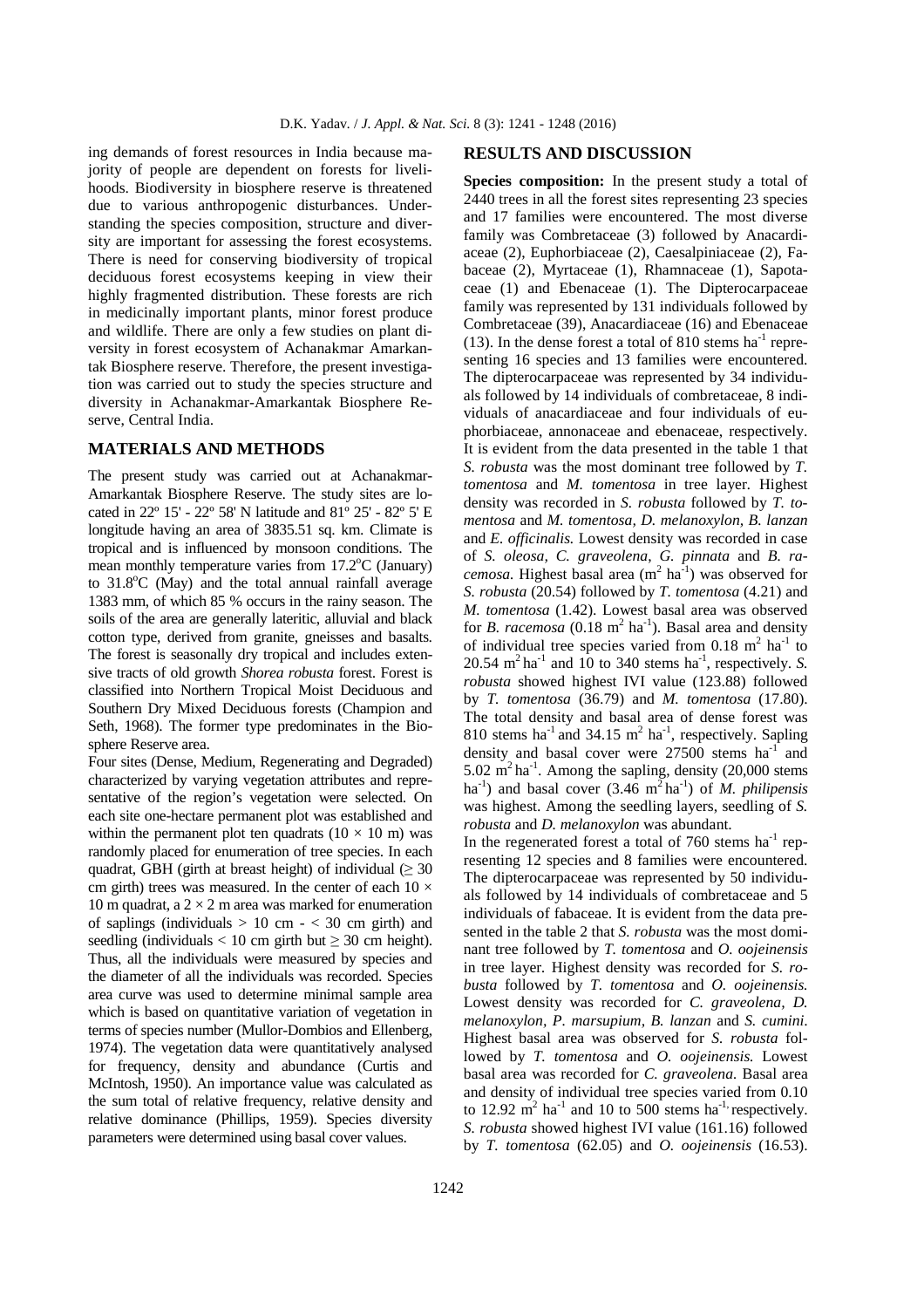ing demands of forest resources in India because majority of people are dependent on forests for livelihoods. Biodiversity in biosphere reserve is threatened due to various anthropogenic disturbances. Understanding the species composition, structure and diversity are important for assessing the forest ecosystems. There is need for conserving biodiversity of tropical deciduous forest ecosystems keeping in view their highly fragmented distribution. These forests are rich in medicinally important plants, minor forest produce and wildlife. There are only a few studies on plant diversity in forest ecosystem of Achanakmar Amarkantak Biosphere reserve. Therefore, the present investigation was carried out to study the species structure and diversity in Achanakmar-Amarkantak Biosphere Reserve, Central India.

## MATERIALS AND METHODS

The present study was carried out at Achanakmar-Amarkantak Biosphere Reserve. The study sites are located in 22º 15' - 22º 58' N latitude and 81º 25' - 82º 5' E longitude having an area of 3835.51 sq. km. Climate is tropical and is influenced by monsoon conditions. The mean monthly temperature varies from 17.2°C (January) to 31.8°C (May) and the total annual rainfall average 1383 mm, of which 85 % occurs in the rainy season. The soils of the area are generally lateritic, alluvial and black cotton type, derived from granite, gneisses and basalts. The forest is seasonally dry tropical and includes extensive tracts of old growth *Shorea robusta* forest. Forest is classified into Northern Tropical Moist Deciduous and Southern Dry Mixed Deciduous forests (Champion and Seth, 1968). The former type predominates in the Biosphere Reserve area.

Four sites (Dense, Medium, Regenerating and Degraded) characterized by varying vegetation attributes and representative of the region's vegetation were selected. On each site one-hectare permanent plot was established and within the permanent plot ten quadrats ($10 \times 10$ m) was randomly placed for enumeration of tree species. In each quadrat, GBH (girth at breast height) of individual ($\geq 30$ cm girth) trees was measured. In the center of each $10 \times 10$ m quadrat, a $2 \times 2$ m area was marked for enumeration of saplings (individuals $> 10$ cm - $< 30$ cm girth) and seedling (individuals $< 10$ cm girth but $\geq 30$ cm height). Thus, all the individuals were measured by species and the diameter of all the individuals was recorded. Species area curve was used to determine minimal sample area which is based on quantitative variation of vegetation in terms of species number (Mullor-Dombios and Ellenberg, 1974). The vegetation data were quantitatively analysed for frequency, density and abundance (Curtis and McIntosh, 1950). An importance value was calculated as the sum total of relative frequency, relative density and relative dominance (Phillips, 1959). Species diversity parameters were determined using basal cover values.

## RESULTS AND DISCUSSION

**Species composition:** In the present study a total of 2440 trees in all the forest sites representing 23 species and 17 families were encountered. The most diverse family was Combretaceae (3) followed by Anacardiaceae (2), Euphorbiaceae (2), Caesalpiniaceae (2), Fabaceae (2), Myrtaceae (1), Rhamnaceae (1), Sapotaceae (1) and Ebenaceae (1). The Dipterocarpaceae family was represented by 131 individuals followed by Combretaceae (39), Anacardiaceae (16) and Ebenaceae (13). In the dense forest a total of 810 stems ha$^{-1}$ representing 16 species and 13 families were encountered. The dipterocarpaceae was represented by 34 individuals followed by 14 individuals of combretaceae, 8 individuals of anacardiaceae and four individuals of euphorbiaceae, annonaceae and ebenaceae, respectively. It is evident from the data presented in the table 1 that *S. robusta* was the most dominant tree followed by *T. tomentosa* and *M. tomentosa* in tree layer. Highest density was recorded in *S. robusta* followed by *T. tomentosa* and *M. tomentosa, D. melanoxylon, B. lanzan* and *E. officinalis.* Lowest density was recorded in case of *S. oleosa, C. graveolena, G. pinnata* and *B. racemosa.* Highest basal area (m$^2$ ha$^{-1}$) was observed for *S. robusta* (20.54) followed by *T. tomentosa* (4.21) and *M. tomentosa* (1.42). Lowest basal area was observed for *B. racemosa* (0.18 m$^2$ ha$^{-1}$). Basal area and density of individual tree species varied from 0.18 m$^2$ ha$^{-1}$ to 20.54 m$^2$ ha$^{-1}$ and 10 to 340 stems ha$^{-1}$, respectively. *S. robusta* showed highest IVI value (123.88) followed by *T. tomentosa* (36.79) and *M. tomentosa* (17.80). The total density and basal area of dense forest was 810 stems ha$^{-1}$ and 34.15 m$^2$ ha$^{-1}$, respectively. Sapling density and basal cover were 27500 stems ha$^{-1}$ and 5.02 m$^2$ ha$^{-1}$. Among the sapling, density (20,000 stems ha$^{-1}$) and basal cover (3.46 m$^2$ ha$^{-1}$) of *M. philipensis* was highest. Among the seedling layers, seedling of *S. robusta* and *D. melanoxylon* was abundant.

In the regenerated forest a total of 760 stems ha$^{-1}$ representing 12 species and 8 families were encountered. The dipterocarpaceae was represented by 50 individuals followed by 14 individuals of combretaceae and 5 individuals of fabaceae. It is evident from the data presented in the table 2 that *S. robusta* was the most dominant tree followed by *T. tomentosa* and *O. oojeinensis* in tree layer. Highest density was recorded for *S. robusta* followed by *T. tomentosa* and *O. oojeinensis.* Lowest density was recorded for *C. graveolena, D. melanoxylon, P. marsupium, B. lanzan* and *S. cumini.* Highest basal area was observed for *S. robusta* followed by *T. tomentosa* and *O. oojeinensis.* Lowest basal area was recorded for *C. graveolena.* Basal area and density of individual tree species varied from 0.10 to 12.92 m$^2$ ha$^{-1}$ and 10 to 500 stems ha$^{-1}$, respectively. *S. robusta* showed highest IVI value (161.16) followed by *T. tomentosa* (62.05) and *O. oojeinensis* (16.53).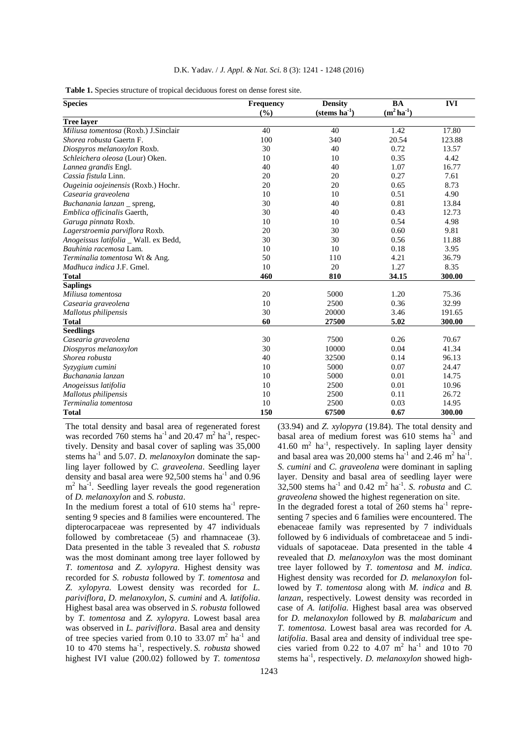**Table 1.** Species structure of tropical deciduous forest on dense forest site.

| Species | Frequency (%) | Density (stems $ha^{-1}$) | BA ($m^2 ha^{-1}$) | IVI |
|---|---|---|---|---|
| **Tree layer** | | | | |
| *Miliusa tomentosa* (Roxb.) J.Sinclair | 40 | 40 | 1.42 | 17.80 |
| *Shorea robusta* Gaertn F. | 100 | 340 | 20.54 | 123.88 |
| *Diospyros melanoxylon* Roxb. | 30 | 40 | 0.72 | 13.57 |
| *Schleichera oleosa* (Lour) Oken. | 10 | 10 | 0.35 | 4.42 |
| *Lannea grandis* Engl. | 40 | 40 | 1.07 | 16.77 |
| *Cassia fistula* Linn. | 20 | 20 | 0.27 | 7.61 |
| *Ougeinia oojeinensis* (Roxb.) Hochr. | 20 | 20 | 0.65 | 8.73 |
| *Casearia graveolena* | 10 | 10 | 0.51 | 4.90 |
| *Buchanania lanzan* _ spreng, | 30 | 40 | 0.81 | 13.84 |
| *Emblica officinalis* Gaerth, | 30 | 40 | 0.43 | 12.73 |
| *Garuga pinnata* Roxb. | 10 | 10 | 0.54 | 4.98 |
| *Lagerstroemia parviflora* Roxb. | 20 | 30 | 0.60 | 9.81 |
| *Anogeissus latifolia* _ Wall. ex Bedd, | 30 | 30 | 0.56 | 11.88 |
| *Bauhinia racemosa* Lam. | 10 | 10 | 0.18 | 3.95 |
| *Terminalia tomentosa* Wt & Ang. | 50 | 110 | 4.21 | 36.79 |
| *Madhuca indica* J.F. Gmel. | 10 | 20 | 1.27 | 8.35 |
| **Total** | **460** | **810** | **34.15** | **300.00** |
| **Saplings** | | | | |
| *Miliusa tomentosa* | 20 | 5000 | 1.20 | 75.36 |
| *Casearia graveolena* | 10 | 2500 | 0.36 | 32.99 |
| *Mallotus philipensis* | 30 | 20000 | 3.46 | 191.65 |
| **Total** | **60** | **27500** | **5.02** | **300.00** |
| **Seedlings** | | | | |
| *Casearia graveolena* | 30 | 7500 | 0.26 | 70.67 |
| *Diospyros melanoxylon* | 30 | 10000 | 0.04 | 41.34 |
| *Shorea robusta* | 40 | 32500 | 0.14 | 96.13 |
| *Syzygium cumini* | 10 | 5000 | 0.07 | 24.47 |
| *Buchanania lanzan* | 10 | 5000 | 0.01 | 14.75 |
| *Anogeissus latifolia* | 10 | 2500 | 0.01 | 10.96 |
| *Mallotus philipensis* | 10 | 2500 | 0.11 | 26.72 |
| *Terminalia tomentosa* | 10 | 2500 | 0.03 | 14.95 |
| **Total** | **150** | **67500** | **0.67** | **300.00** |

The total density and basal area of regenerated forest was recorded 760 stems $ha^{-1}$ and 20.47 $m^2$ $ha^{-1}$, respectively. Density and basal cover of sapling was 35,000 stems $ha^{-1}$ and 5.07. *D. melanoxylon* dominate the sapling layer followed by *C. graveolena*. Seedling layer density and basal area were 92,500 stems $ha^{-1}$ and 0.96 $m^2$ $ha^{-1}$. Seedling layer reveals the good regeneration of *D. melanoxylon* and *S. robusta*.

In the medium forest a total of 610 stems $ha^{-1}$ representing 9 species and 8 families were encountered. The dipterocarpaceae was represented by 47 individuals followed by combretaceae (5) and rhamnaceae (3). Data presented in the table 3 revealed that *S. robusta* was the most dominant among tree layer followed by *T. tomentosa* and *Z. xylopyra.* Highest density was recorded for *S. robusta* followed by *T. tomentosa* and *Z. xylopyra.* Lowest density was recorded for *L. pariviflora*, *D. melanoxylon*, *S. cumini* and *A. latifolia*. Highest basal area was observed in *S. robusta* followed by *T. tomentosa* and *Z. xylopyra.* Lowest basal area was observed in *L. pariviflora*. Basal area and density of tree species varied from 0.10 to 33.07 $m^2$ $ha^{-1}$ and 10 to 470 stems $ha^{-1}$, respectively. *S. robusta* showed highest IVI value (200.02) followed by *T. tomentosa* (33.94) and *Z. xylopyra* (19.84). The total density and basal area of medium forest was 610 stems $ha^{-1}$ and 41.60 $m^2$ $ha^{-1}$, respectively. In sapling layer density and basal area was 20,000 stems $ha^{-1}$ and 2.46 $m^2$ $ha^{-1}$. *S. cumini* and *C. graveolena* were dominant in sapling layer. Density and basal area of seedling layer were 32,500 stems $ha^{-1}$ and 0.42 $m^2$ $ha^{-1}$. *S. robusta* and *C. graveolena* showed the highest regeneration on site.

In the degraded forest a total of 260 stems $ha^{-1}$ representing 7 species and 6 families were encountered. The ebenaceae family was represented by 7 individuals followed by 6 individuals of combretaceae and 5 individuals of sapotaceae. Data presented in the table 4 revealed that *D. melanoxylon* was the most dominant tree layer followed by *T. tomentosa* and *M. indica.* Highest density was recorded for *D. melanoxylon* followed by *T. tomentosa* along with *M. indica* and *B. lanzan*, respectively. Lowest density was recorded in case of *A. latifolia.* Highest basal area was observed for *D. melanoxylon* followed by *B. malabaricum* and *T. tomentosa.* Lowest basal area was recorded for *A. latifolia*. Basal area and density of individual tree species varied from 0.22 to 4.07 $m^2$ $ha^{-1}$ and 10 to 70 stems $ha^{-1}$, respectively. *D. melanoxylon* showed high-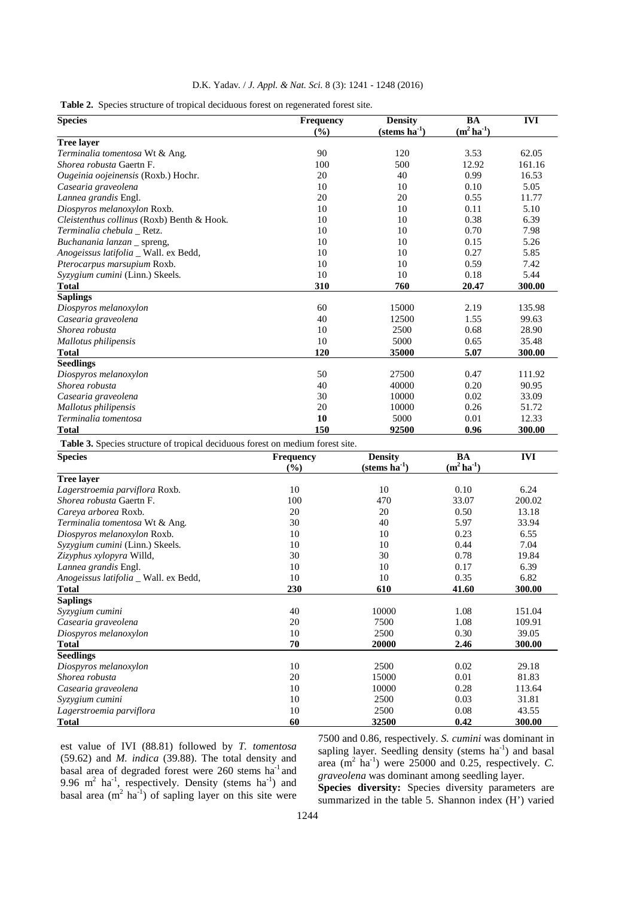**Table 2.** Species structure of tropical deciduous forest on regenerated forest site.

| Species | Frequency (%) | Density (stems $ha^{-1}$) | BA ($m^2\ ha^{-1}$) | IVI |
|---|---|---|---|---|
| **Tree layer** | | | | |
| *Terminalia tomentosa* Wt & Ang. | 90 | 120 | 3.53 | 62.05 |
| *Shorea robusta* Gaertn F. | 100 | 500 | 12.92 | 161.16 |
| *Ougeinia oojeinensis* (Roxb.) Hochr. | 20 | 40 | 0.99 | 16.53 |
| *Casearia graveolena* | 10 | 10 | 0.10 | 5.05 |
| *Lannea grandis* Engl. | 20 | 20 | 0.55 | 11.77 |
| *Diospyros melanoxylon* Roxb. | 10 | 10 | 0.11 | 5.10 |
| *Cleistenthus collinus* (Roxb) Benth & Hook. | 10 | 10 | 0.38 | 6.39 |
| *Terminalia chebula* _ Retz. | 10 | 10 | 0.70 | 7.98 |
| *Buchanania lanzan* _ spreng, | 10 | 10 | 0.15 | 5.26 |
| *Anogeissus latifolia* _ Wall. ex Bedd, | 10 | 10 | 0.27 | 5.85 |
| *Pterocarpus marsupium* Roxb. | 10 | 10 | 0.59 | 7.42 |
| *Syzygium cumini* (Linn.) Skeels. | 10 | 10 | 0.18 | 5.44 |
| **Total** | **310** | **760** | **20.47** | **300.00** |
| **Saplings** | | | | |
| *Diospyros melanoxylon* | 60 | 15000 | 2.19 | 135.98 |
| *Casearia graveolena* | 40 | 12500 | 1.55 | 99.63 |
| *Shorea robusta* | 10 | 2500 | 0.68 | 28.90 |
| *Mallotus philipensis* | 10 | 5000 | 0.65 | 35.48 |
| **Total** | **120** | **35000** | **5.07** | **300.00** |
| **Seedlings** | | | | |
| *Diospyros melanoxylon* | 50 | 27500 | 0.47 | 111.92 |
| *Shorea robusta* | 40 | 40000 | 0.20 | 90.95 |
| *Casearia graveolena* | 30 | 10000 | 0.02 | 33.09 |
| *Mallotus philipensis* | 20 | 10000 | 0.26 | 51.72 |
| *Terminalia tomentosa* | **10** | 5000 | 0.01 | 12.33 |
| **Total** | **150** | **92500** | **0.96** | **300.00** |

**Table 3.** Species structure of tropical deciduous forest on medium forest site.

| Species | Frequency (%) | Density (stems $ha^{-1}$) | BA ($m^2\ ha^{-1}$) | IVI |
|---|---|---|---|---|
| **Tree layer** | | | | |
| *Lagerstroemia parviflora* Roxb. | 10 | 10 | 0.10 | 6.24 |
| *Shorea robusta* Gaertn F. | 100 | 470 | 33.07 | 200.02 |
| *Careya arborea* Roxb. | 20 | 20 | 0.50 | 13.18 |
| *Terminalia tomentosa* Wt & Ang. | 30 | 40 | 5.97 | 33.94 |
| *Diospyros melanoxylon* Roxb. | 10 | 10 | 0.23 | 6.55 |
| *Syzygium cumini* (Linn.) Skeels. | 10 | 10 | 0.44 | 7.04 |
| *Zizyphus xylopyra* Willd, | 30 | 30 | 0.78 | 19.84 |
| *Lannea grandis* Engl. | 10 | 10 | 0.17 | 6.39 |
| *Anogeissus latifolia* _ Wall. ex Bedd, | 10 | 10 | 0.35 | 6.82 |
| **Total** | **230** | **610** | **41.60** | **300.00** |
| **Saplings** | | | | |
| *Syzygium cumini* | 40 | 10000 | 1.08 | 151.04 |
| *Casearia graveolena* | 20 | 7500 | 1.08 | 109.91 |
| *Diospyros melanoxylon* | 10 | 2500 | 0.30 | 39.05 |
| **Total** | **70** | **20000** | **2.46** | **300.00** |
| **Seedlings** | | | | |
| *Diospyros melanoxylon* | 10 | 2500 | 0.02 | 29.18 |
| *Shorea robusta* | 20 | 15000 | 0.01 | 81.83 |
| *Casearia graveolena* | 10 | 10000 | 0.28 | 113.64 |
| *Syzygium cumini* | 10 | 2500 | 0.03 | 31.81 |
| *Lagerstroemia parviflora* | 10 | 2500 | 0.08 | 43.55 |
| **Total** | **60** | **32500** | **0.42** | **300.00** |

est value of IVI (88.81) followed by *T. tomentosa* (59.62) and *M. indica* (39.88). The total density and basal area of degraded forest were 260 stems $ha^{-1}$ and 9.96 $m^2\ ha^{-1}$, respectively. Density (stems $ha^{-1}$) and basal area ($m^2\ ha^{-1}$) of sapling layer on this site were 7500 and 0.86, respectively. *S. cumini* was dominant in sapling layer. Seedling density (stems $ha^{-1}$) and basal area ($m^2\ ha^{-1}$) were 25000 and 0.25, respectively. *C. graveolena* was dominant among seedling layer.

**Species diversity:** Species diversity parameters are summarized in the table 5. Shannon index (H') varied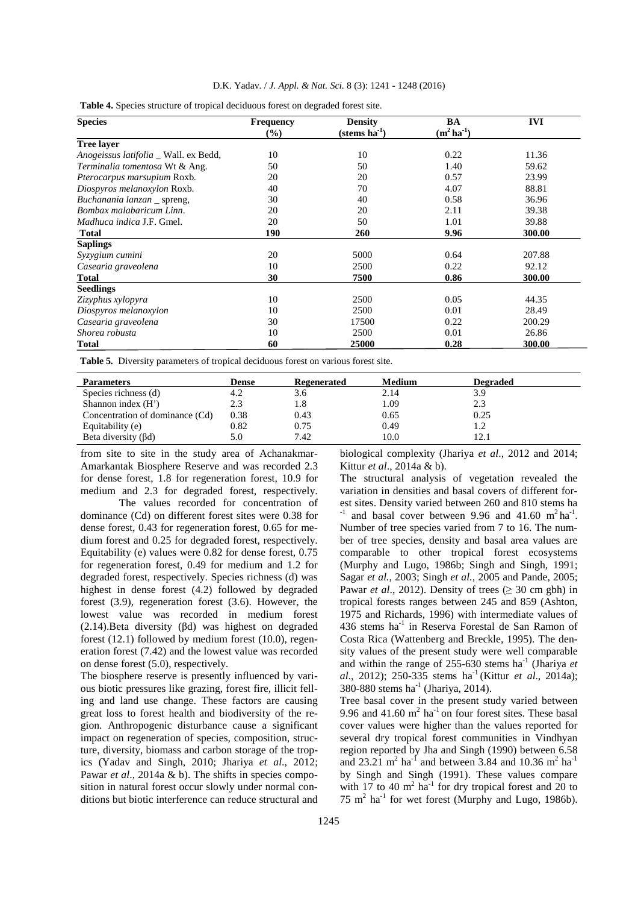**Table 4.** Species structure of tropical deciduous forest on degraded forest site.

| Species | Frequency (%) | Density (stems $ha^{-1}$) | BA ($m^2 ha^{-1}$) | IVI |
|---|---|---|---|---|
| **Tree layer** | | | | |
| *Anogeissus latifolia* _ Wall. ex Bedd, | 10 | 10 | 0.22 | 11.36 |
| *Terminalia tomentosa* Wt & Ang. | 50 | 50 | 1.40 | 59.62 |
| *Pterocarpus marsupium* Roxb. | 20 | 20 | 0.57 | 23.99 |
| *Diospyros melanoxylon* Roxb. | 40 | 70 | 4.07 | 88.81 |
| *Buchanania lanzan* _ spreng, | 30 | 40 | 0.58 | 36.96 |
| *Bombax malabaricum Linn*. | 20 | 20 | 2.11 | 39.38 |
| *Madhuca indica* J.F. Gmel. | 20 | 50 | 1.01 | 39.88 |
| **Total** | **190** | **260** | **9.96** | **300.00** |
| **Saplings** | | | | |
| *Syzygium cumini* | 20 | 5000 | 0.64 | 207.88 |
| *Casearia graveolena* | 10 | 2500 | 0.22 | 92.12 |
| **Total** | **30** | **7500** | **0.86** | **300.00** |
| **Seedlings** | | | | |
| *Zizyphus xylopyra* | 10 | 2500 | 0.05 | 44.35 |
| *Diospyros melanoxylon* | 10 | 2500 | 0.01 | 28.49 |
| *Casearia graveolena* | 30 | 17500 | 0.22 | 200.29 |
| *Shorea robusta* | 10 | 2500 | 0.01 | 26.86 |
| **Total** | **60** | **25000** | **0.28** | **300.00** |

**Table 5.** Diversity parameters of tropical deciduous forest on various forest site.

| Parameters | Dense | Regenerated | Medium | Degraded |
|---|---|---|---|---|
| Species richness (d) | 4.2 | 3.6 | 2.14 | 3.9 |
| Shannon index (H') | 2.3 | 1.8 | 1.09 | 2.3 |
| Concentration of dominance (Cd) | 0.38 | 0.43 | 0.65 | 0.25 |
| Equitability (e) | 0.82 | 0.75 | 0.49 | 1.2 |
| Beta diversity (βd) | 5.0 | 7.42 | 10.0 | 12.1 |

from site to site in the study area of Achanakmar-Amarkantak Biosphere Reserve and was recorded 2.3 for dense forest, 1.8 for regeneration forest, 10.9 for medium and 2.3 for degraded forest, respectively.

The values recorded for concentration of dominance (Cd) on different forest sites were 0.38 for dense forest, 0.43 for regeneration forest, 0.65 for medium forest and 0.25 for degraded forest, respectively. Equitability (e) values were 0.82 for dense forest, 0.75 for regeneration forest, 0.49 for medium and 1.2 for degraded forest, respectively. Species richness (d) was highest in dense forest (4.2) followed by degraded forest (3.9), regeneration forest (3.6). However, the lowest value was recorded in medium forest (2.14).Beta diversity (βd) was highest on degraded forest (12.1) followed by medium forest (10.0), regeneration forest (7.42) and the lowest value was recorded on dense forest (5.0), respectively.

The biosphere reserve is presently influenced by various biotic pressures like grazing, forest fire, illicit felling and land use change. These factors are causing great loss to forest health and biodiversity of the region. Anthropogenic disturbance cause a significant impact on regeneration of species, composition, structure, diversity, biomass and carbon storage of the tropics (Yadav and Singh, 2010; Jhariya *et al*., 2012; Pawar *et al*., 2014a & b). The shifts in species composition in natural forest occur slowly under normal conditions but biotic interference can reduce structural and biological complexity (Jhariya *et al*., 2012 and 2014; Kittur *et al*., 2014a & b).

The structural analysis of vegetation revealed the variation in densities and basal covers of different forest sites. Density varied between 260 and 810 stems $ha^{-1}$ and basal cover between 9.96 and 41.60 $m^2 ha^{-1}$. Number of tree species varied from 7 to 16. The number of tree species, density and basal area values are comparable to other tropical forest ecosystems (Murphy and Lugo, 1986b; Singh and Singh, 1991; Sagar *et al.*, 2003; Singh *et al.*, 2005 and Pande, 2005; Pawar *et al*., 2012). Density of trees ($\geq$ 30 cm gbh) in tropical forests ranges between 245 and 859 (Ashton, 1975 and Richards, 1996) with intermediate values of 436 stems $ha^{-1}$ in Reserva Forestal de San Ramon of Costa Rica (Wattenberg and Breckle, 1995). The density values of the present study were well comparable and within the range of 255-630 stems $ha^{-1}$ (Jhariya *et al*., 2012); 250-335 stems $ha^{-1}$ (Kittur *et al*., 2014a); 380-880 stems $ha^{-1}$ (Jhariya, 2014).

Tree basal cover in the present study varied between 9.96 and 41.60 $m^2 ha^{-1}$ on four forest sites. These basal cover values were higher than the values reported for several dry tropical forest communities in Vindhyan region reported by Jha and Singh (1990) between 6.58 and 23.21 $m^2 ha^{-1}$ and between 3.84 and 10.36 $m^2 ha^{-1}$ by Singh and Singh (1991). These values compare with 17 to 40 $m^2 ha^{-1}$ for dry tropical forest and 20 to 75 $m^2 ha^{-1}$ for wet forest (Murphy and Lugo, 1986b).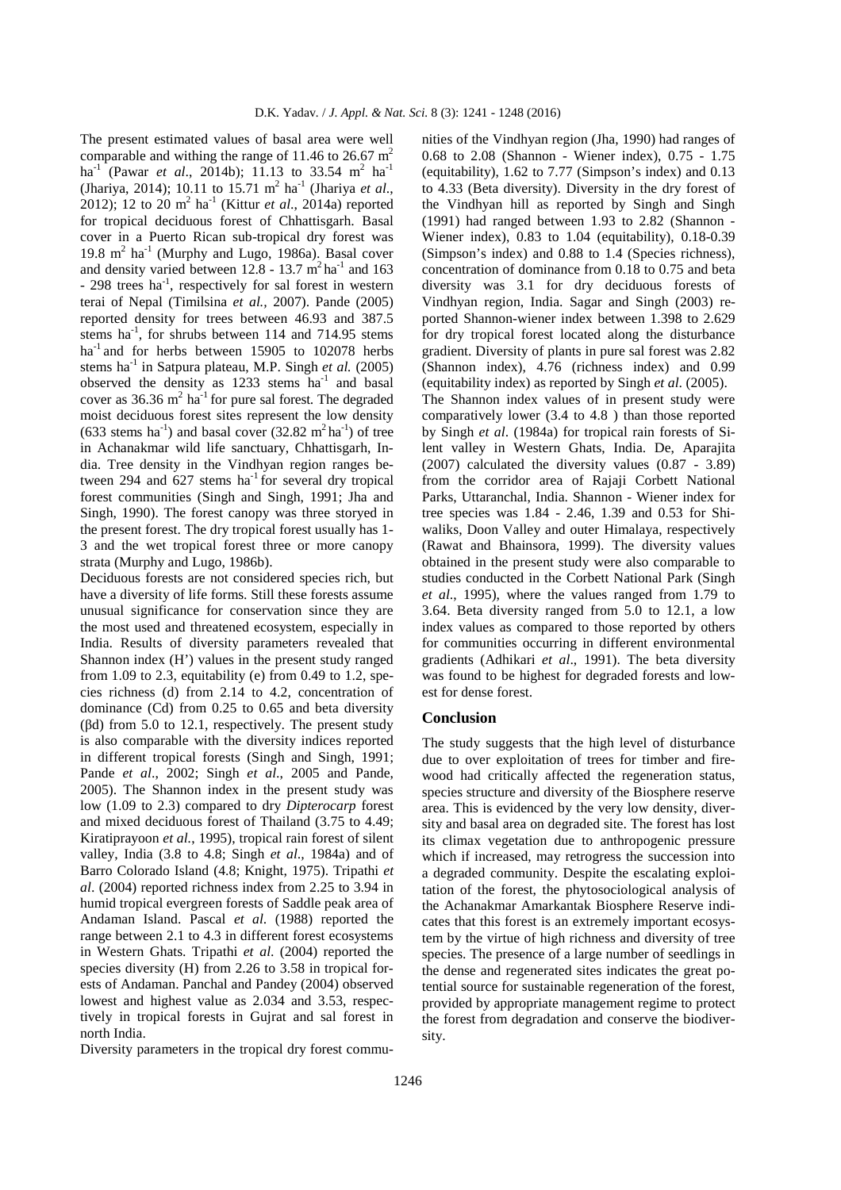The present estimated values of basal area were well comparable and withing the range of 11.46 to 26.67 $m^2$ $ha^{-1}$ (Pawar *et al*., 2014b); 11.13 to 33.54 $m^2$ $ha^{-1}$ (Jhariya, 2014); 10.11 to 15.71 $m^2$ $ha^{-1}$ (Jhariya *et al*., 2012); 12 to 20 $m^2$ $ha^{-1}$ (Kittur *et al*., 2014a) reported for tropical deciduous forest of Chhattisgarh. Basal cover in a Puerto Rican sub-tropical dry forest was 19.8 $m^2$ $ha^{-1}$ (Murphy and Lugo, 1986a). Basal cover and density varied between 12.8 - 13.7 $m^2$ $ha^{-1}$ and 163 - 298 trees $ha^{-1}$, respectively for sal forest in western terai of Nepal (Timilsina *et al.,* 2007). Pande (2005) reported density for trees between 46.93 and 387.5 stems $ha^{-1}$, for shrubs between 114 and 714.95 stems $ha^{-1}$ and for herbs between 15905 to 102078 herbs stems $ha^{-1}$ in Satpura plateau, M.P. Singh *et al.* (2005) observed the density as 1233 stems $ha^{-1}$ and basal cover as 36.36 $m^2$ $ha^{-1}$ for pure sal forest. The degraded moist deciduous forest sites represent the low density (633 stems $ha^{-1}$) and basal cover (32.82 $m^2$ $ha^{-1}$) of tree in Achanakmar wild life sanctuary, Chhattisgarh, India. Tree density in the Vindhyan region ranges between 294 and 627 stems $ha^{-1}$ for several dry tropical forest communities (Singh and Singh, 1991; Jha and Singh, 1990). The forest canopy was three storyed in the present forest. The dry tropical forest usually has 1-3 and the wet tropical forest three or more canopy strata (Murphy and Lugo, 1986b).

Deciduous forests are not considered species rich, but have a diversity of life forms. Still these forests assume unusual significance for conservation since they are the most used and threatened ecosystem, especially in India. Results of diversity parameters revealed that Shannon index (H') values in the present study ranged from 1.09 to 2.3, equitability (e) from 0.49 to 1.2, species richness (d) from 2.14 to 4.2, concentration of dominance (Cd) from 0.25 to 0.65 and beta diversity (βd) from 5.0 to 12.1, respectively. The present study is also comparable with the diversity indices reported in different tropical forests (Singh and Singh, 1991; Pande *et al*., 2002; Singh *et al*., 2005 and Pande, 2005). The Shannon index in the present study was low (1.09 to 2.3) compared to dry *Dipterocarp* forest and mixed deciduous forest of Thailand (3.75 to 4.49; Kiratiprayoon *et al.*, 1995), tropical rain forest of silent valley, India (3.8 to 4.8; Singh *et al.,* 1984a) and of Barro Colorado Island (4.8; Knight, 1975). Tripathi *et al*. (2004) reported richness index from 2.25 to 3.94 in humid tropical evergreen forests of Saddle peak area of Andaman Island. Pascal *et al*. (1988) reported the range between 2.1 to 4.3 in different forest ecosystems in Western Ghats. Tripathi *et al.* (2004) reported the species diversity (H) from 2.26 to 3.58 in tropical forests of Andaman. Panchal and Pandey (2004) observed lowest and highest value as 2.034 and 3.53, respectively in tropical forests in Gujrat and sal forest in north India.

Diversity parameters in the tropical dry forest communities of the Vindhyan region (Jha, 1990) had ranges of 0.68 to 2.08 (Shannon - Wiener index), 0.75 - 1.75 (equitability), 1.62 to 7.77 (Simpson's index) and 0.13 to 4.33 (Beta diversity). Diversity in the dry forest of the Vindhyan hill as reported by Singh and Singh (1991) had ranged between 1.93 to 2.82 (Shannon - Wiener index), 0.83 to 1.04 (equitability), 0.18-0.39 (Simpson's index) and 0.88 to 1.4 (Species richness), concentration of dominance from 0.18 to 0.75 and beta diversity was 3.1 for dry deciduous forests of Vindhyan region, India. Sagar and Singh (2003) reported Shannon-wiener index between 1.398 to 2.629 for dry tropical forest located along the disturbance gradient. Diversity of plants in pure sal forest was 2.82 (Shannon index), 4.76 (richness index) and 0.99 (equitability index) as reported by Singh *et al*. (2005).

The Shannon index values of in present study were comparatively lower (3.4 to 4.8 ) than those reported by Singh *et al*. (1984a) for tropical rain forests of Silent valley in Western Ghats, India. De, Aparajita (2007) calculated the diversity values (0.87 - 3.89) from the corridor area of Rajaji Corbett National Parks, Uttaranchal, India. Shannon - Wiener index for tree species was 1.84 - 2.46, 1.39 and 0.53 for Shiwaliks, Doon Valley and outer Himalaya, respectively (Rawat and Bhainsora, 1999). The diversity values obtained in the present study were also comparable to studies conducted in the Corbett National Park (Singh *et al*., 1995), where the values ranged from 1.79 to 3.64. Beta diversity ranged from 5.0 to 12.1, a low index values as compared to those reported by others for communities occurring in different environmental gradients (Adhikari *et al*., 1991). The beta diversity was found to be highest for degraded forests and lowest for dense forest.

## Conclusion

The study suggests that the high level of disturbance due to over exploitation of trees for timber and firewood had critically affected the regeneration status, species structure and diversity of the Biosphere reserve area. This is evidenced by the very low density, diversity and basal area on degraded site. The forest has lost its climax vegetation due to anthropogenic pressure which if increased, may retrogress the succession into a degraded community. Despite the escalating exploitation of the forest, the phytosociological analysis of the Achanakmar Amarkantak Biosphere Reserve indicates that this forest is an extremely important ecosystem by the virtue of high richness and diversity of tree species. The presence of a large number of seedlings in the dense and regenerated sites indicates the great potential source for sustainable regeneration of the forest, provided by appropriate management regime to protect the forest from degradation and conserve the biodiversity.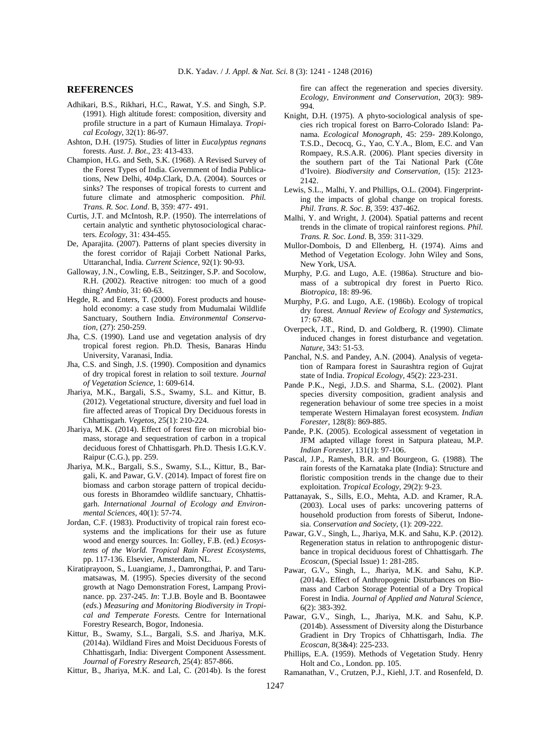## REFERENCES

Adhikari, B.S., Rikhari, H.C., Rawat, Y.S. and Singh, S.P. (1991). High altitude forest: composition, diversity and profile structure in a part of Kumaun Himalaya. *Tropical Ecology,* 32(1): 86-97.

Ashton, D.H. (1975). Studies of litter in *Eucalyptus regnans* forests. *Aust*. *J*. *Bot*., 23: 413-433.

Champion, H.G. and Seth, S.K. (1968). A Revised Survey of the Forest Types of India. Government of India Publications, New Delhi, 404p.Clark, D.A. (2004). Sources or sinks? The responses of tropical forests to current and future climate and atmospheric composition. *Phil. Trans. R. Soc. Lond*. B, 359: 477- 491.

Curtis, J.T. and McIntosh, R.P. (1950). The interrelations of certain analytic and synthetic phytosociological characters. *Ecology*, 31: 434-455.

De, Aparajita. (2007). Patterns of plant species diversity in the forest corridor of Rajaji Corbett National Parks, Uttaranchal, India. *Current Science,* 92(1): 90-93.

Galloway, J.N., Cowling, E.B., Seitzinger, S.P. and Socolow, R.H. (2002). Reactive nitrogen: too much of a good thing? *Ambio,* 31: 60-63.

Hegde, R. and Enters, T. (2000). Forest products and household economy: a case study from Mudumalai Wildlife Sanctuary, Southern India. *Environmental Conservation*, (27): 250-259.

Jha, C.S. (1990). Land use and vegetation analysis of dry tropical forest region. Ph.D. Thesis, Banaras Hindu University, Varanasi, India.

Jha, C.S. and Singh, J.S. (1990). Composition and dynamics of dry tropical forest in relation to soil texture. *Journal of Vegetation Science,* 1: 609-614.

Jhariya, M.K., Bargali, S.S., Swamy, S.L. and Kittur, B. (2012). Vegetational structure, diversity and fuel load in fire affected areas of Tropical Dry Deciduous forests in Chhattisgarh. *Vegetos*, 25(1): 210-224.

Jhariya, M.K. (2014). Effect of forest fire on microbial biomass, storage and sequestration of carbon in a tropical deciduous forest of Chhattisgarh. Ph.D. Thesis I.G.K.V. Raipur (C.G.), pp. 259.

Jhariya, M.K., Bargali, S.S., Swamy, S.L., Kittur, B., Bargali, K. and Pawar, G.V. (2014). Impact of forest fire on biomass and carbon storage pattern of tropical deciduous forests in Bhoramdeo wildlife sanctuary, Chhattisgarh. *International Journal of Ecology and Environmental Sciences*, 40(1): 57-74.

Jordan, C.F. (1983). Productivity of tropical rain forest ecosystems and the implications for their use as future wood and energy sources. In: Golley, F.B. (ed.) *Ecosystems of the World. Tropical Rain Forest Ecosystems*, pp. 117-136. Elsevier, Amsterdam, NL.

Kiratiprayoon, S., Luangiame, J., Damrongthai, P. and Tarumatsawas, M. (1995). Species diversity of the second growth at Nago Demonstration Forest, Lampang Provinance. pp. 237-245. *In*: T.J.B. Boyle and B. Boontawee (*eds*.) *Measuring and Monitoring Biodiversity in Tropical and Temperate Forests.* Centre for International Forestry Research, Bogor, Indonesia.

Kittur, B., Swamy, S.L., Bargali, S.S. and Jhariya, M.K. (2014a). Wildland Fires and Moist Deciduous Forests of Chhattisgarh, India: Divergent Component Assessment. *Journal of Forestry Research*, 25(4): 857-866.

Kittur, B., Jhariya, M.K. and Lal, C. (2014b). Is the forest fire can affect the regeneration and species diversity. *Ecology, Environment and Conservation*, 20(3): 989-994.

Knight, D.H. (1975). A phyto-sociological analysis of species rich tropical forest on Barro-Colorado Island: Panama. *Ecological Monograph,* 45: 259- 289.Kolongo, T.S.D., Decocq, G., Yao, C.Y.A., Blom, E.C. and Van Rompaey, R.S.A.R. (2006). Plant species diversity in the southern part of the Tai National Park (Côte d'Ivoire). *Biodiversity and Conservation,* (15): 2123-2142.

Lewis, S.L., Malhi, Y. and Phillips, O.L. (2004). Fingerprinting the impacts of global change on tropical forests. *Phil*. *Trans*. *R*. *Soc. B,* 359: 437-462.

Malhi, Y. and Wright, J. (2004). Spatial patterns and recent trends in the climate of tropical rainforest regions. *Phil. Trans. R. Soc. Lond*. B, 359: 311-329.

Mullor-Dombois, D and Ellenberg, H. (1974). Aims and Method of Vegetation Ecology. John Wiley and Sons, New York, USA.

Murphy, P.G. and Lugo, A.E. (1986a). Structure and biomass of a subtropical dry forest in Puerto Rico. *Biotropica,* 18: 89-96.

Murphy, P.G. and Lugo, A.E. (1986b). Ecology of tropical dry forest. *Annual Review of Ecology and Systematics,* 17: 67-88.

Overpeck, J.T., Rind, D. and Goldberg, R. (1990). Climate induced changes in forest disturbance and vegetation. *Nature,* 343: 51-53.

Panchal, N.S. and Pandey, A.N. (2004). Analysis of vegetation of Rampara forest in Saurashtra region of Gujrat state of India. *Tropical Ecology,* 45(2): 223-231.

Pande P.K., Negi, J.D.S. and Sharma, S.L. (2002). Plant species diversity composition, gradient analysis and regeneration behaviour of some tree species in a moist temperate Western Himalayan forest ecosystem. *Indian Forester,* 128(8): 869-885.

Pande, P.K. (2005). Ecological assessment of vegetation in JFM adapted village forest in Satpura plateau, M.P. *Indian Forester,* 131(1): 97-106.

Pascal, J.P., Ramesh, B.R. and Bourgeon, G. (1988). The rain forests of the Karnataka plate (India): Structure and floristic composition trends in the change due to their exploitation. *Tropical Ecology,* 29(2): 9-23.

Pattanayak, S., Sills, E.O., Mehta, A.D. and Kramer, R.A. (2003). Local uses of parks: uncovering patterns of household production from forests of Siberut, Indonesia. *Conservation and Society,* (1): 209-222.

Pawar, G.V., Singh, L., Jhariya, M.K. and Sahu, K.P. (2012). Regeneration status in relation to anthropogenic disturbance in tropical deciduous forest of Chhattisgarh. *The Ecoscan,* (Special Issue) 1: 281-285.

Pawar, G.V., Singh, L., Jhariya, M.K. and Sahu, K.P. (2014a). Effect of Anthropogenic Disturbances on Biomass and Carbon Storage Potential of a Dry Tropical Forest in India. *Journal of Applied and Natural Science*, 6(2): 383-392.

Pawar, G.V., Singh, L., Jhariya, M.K. and Sahu, K.P. (2014b). Assessment of Diversity along the Disturbance Gradient in Dry Tropics of Chhattisgarh, India. *The Ecoscan*, 8(3&4): 225-233.

Phillips, E.A. (1959). Methods of Vegetation Study. Henry Holt and Co., London. pp. 105.

Ramanathan, V., Crutzen, P.J., Kiehl, J.T. and Rosenfeld, D.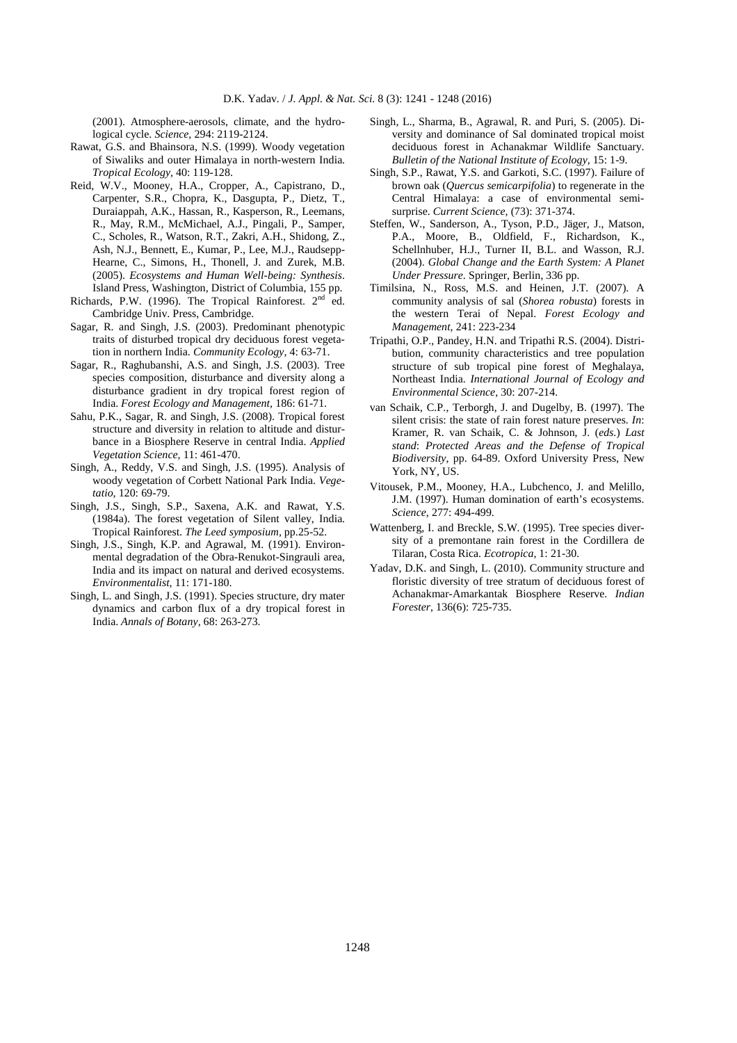(2001). Atmosphere-aerosols, climate, and the hydrological cycle. *Science*, 294: 2119-2124.

Rawat, G.S. and Bhainsora, N.S. (1999). Woody vegetation of Siwaliks and outer Himalaya in north-western India. *Tropical Ecology*, 40: 119-128.

Reid, W.V., Mooney, H.A., Cropper, A., Capistrano, D., Carpenter, S.R., Chopra, K., Dasgupta, P., Dietz, T., Duraiappah, A.K., Hassan, R., Kasperson, R., Leemans, R., May, R.M., McMichael, A.J., Pingali, P., Samper, C., Scholes, R., Watson, R.T., Zakri, A.H., Shidong, Z., Ash, N.J., Bennett, E., Kumar, P., Lee, M.J., Raudsepp-Hearne, C., Simons, H., Thonell, J. and Zurek, M.B. (2005). *Ecosystems and Human Well-being: Synthesis*. Island Press, Washington, District of Columbia, 155 pp.

Richards, P.W. (1996). The Tropical Rainforest. 2nd ed. Cambridge Univ. Press, Cambridge.

Sagar, R. and Singh, J.S. (2003). Predominant phenotypic traits of disturbed tropical dry deciduous forest vegetation in northern India. *Community Ecology*, 4: 63-71.

Sagar, R., Raghubanshi, A.S. and Singh, J.S. (2003). Tree species composition, disturbance and diversity along a disturbance gradient in dry tropical forest region of India. *Forest Ecology and Management*, 186: 61-71.

Sahu, P.K., Sagar, R. and Singh, J.S. (2008). Tropical forest structure and diversity in relation to altitude and disturbance in a Biosphere Reserve in central India. *Applied Vegetation Science*, 11: 461-470.

Singh, A., Reddy, V.S. and Singh, J.S. (1995). Analysis of woody vegetation of Corbett National Park India. *Vegetatio*, 120: 69-79.

Singh, J.S., Singh, S.P., Saxena, A.K. and Rawat, Y.S. (1984a). The forest vegetation of Silent valley, India. Tropical Rainforest. *The Leed symposium*, pp.25-52.

Singh, J.S., Singh, K.P. and Agrawal, M. (1991). Environmental degradation of the Obra-Renukot-Singrauli area, India and its impact on natural and derived ecosystems. *Environmentalist*, 11: 171-180.

Singh, L. and Singh, J.S. (1991). Species structure, dry mater dynamics and carbon flux of a dry tropical forest in India. *Annals of Botany*, 68: 263-273.

Singh, L., Sharma, B., Agrawal, R. and Puri, S. (2005). Diversity and dominance of Sal dominated tropical moist deciduous forest in Achanakmar Wildlife Sanctuary. *Bulletin of the National Institute of Ecology*, 15: 1-9.

Singh, S.P., Rawat, Y.S. and Garkoti, S.C. (1997). Failure of brown oak (*Quercus semicarpifolia*) to regenerate in the Central Himalaya: a case of environmental semisurprise. *Current Science*, (73): 371-374.

Steffen, W., Sanderson, A., Tyson, P.D., Jäger, J., Matson, P.A., Moore, B., Oldfield, F., Richardson, K., Schellnhuber, H.J., Turner II, B.L. and Wasson, R.J. (2004). *Global Change and the Earth System: A Planet Under Pressure*. Springer, Berlin, 336 pp.

Timilsina, N., Ross, M.S. and Heinen, J.T. (2007). A community analysis of sal (*Shorea robusta*) forests in the western Terai of Nepal. *Forest Ecology and Management*, 241: 223-234

Tripathi, O.P., Pandey, H.N. and Tripathi R.S. (2004). Distribution, community characteristics and tree population structure of sub tropical pine forest of Meghalaya, Northeast India. *International Journal of Ecology and Environmental Science*, 30: 207-214.

van Schaik, C.P., Terborgh, J. and Dugelby, B. (1997). The silent crisis: the state of rain forest nature preserves. *In*: Kramer, R. van Schaik, C. & Johnson, J. (*eds*.) *Last stand*: *Protected Areas and the Defense of Tropical Biodiversity*, pp. 64-89. Oxford University Press, New York, NY, US.

Vitousek, P.M., Mooney, H.A., Lubchenco, J. and Melillo, J.M. (1997). Human domination of earth's ecosystems. *Science*, 277: 494-499.

Wattenberg, I. and Breckle, S.W. (1995). Tree species diversity of a premontane rain forest in the Cordillera de Tilaran, Costa Rica. *Ecotropica*, 1: 21-30.

Yadav, D.K. and Singh, L. (2010). Community structure and floristic diversity of tree stratum of deciduous forest of Achanakmar-Amarkantak Biosphere Reserve. *Indian Forester*, 136(6): 725-735.